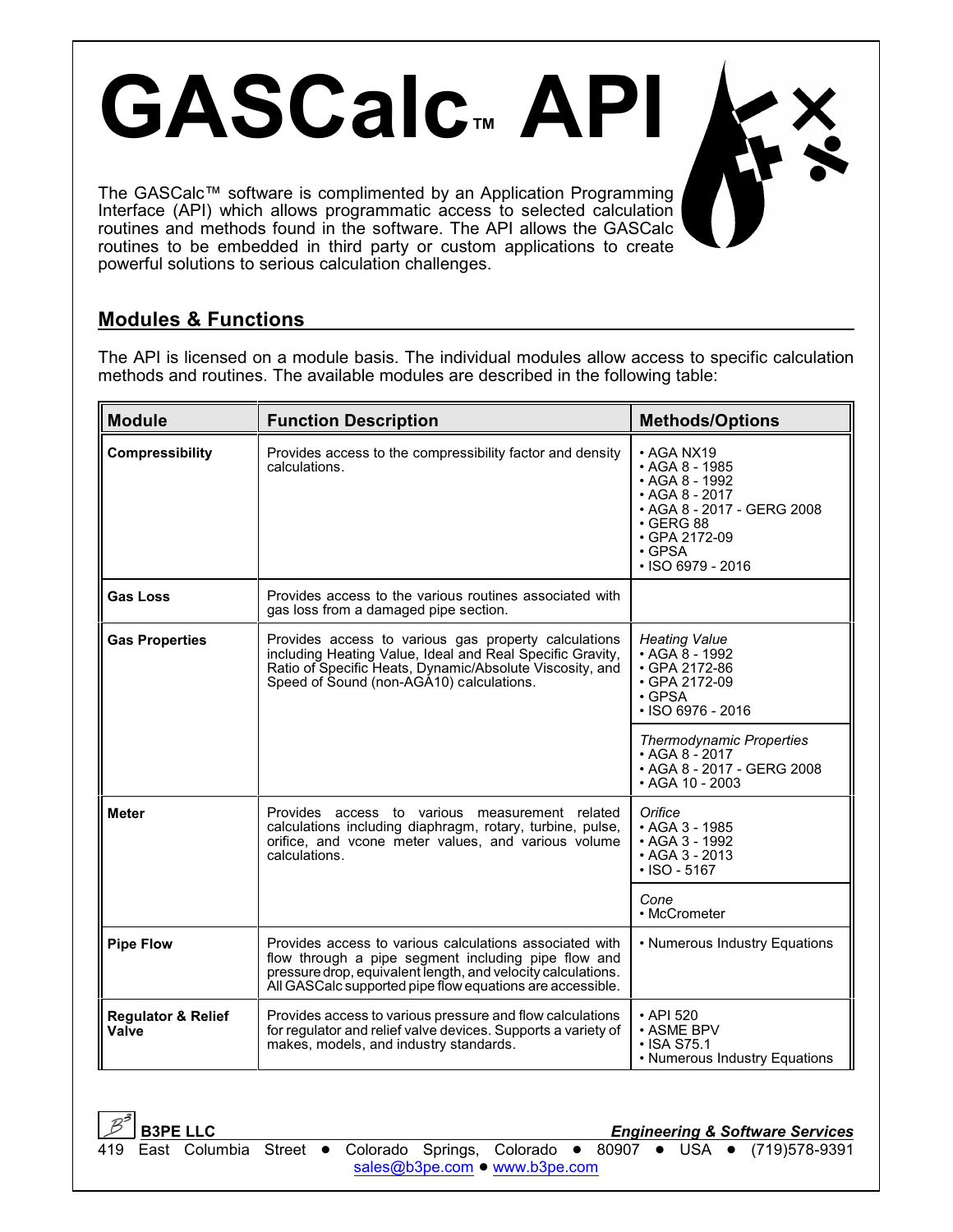# GASCalc™ API

The GASCalc™ software is complimented by an Application Programming Interface (API) which allows programmatic access to selected calculation routines and methods found in the software. The API allows the GASCalc routines to be embedded in third party or custom applications to create powerful solutions to serious calculation challenges.

## Modules & Functions

The API is licensed on a module basis. The individual modules allow access to specific calculation methods and routines. The available modules are described in the following table:

| Module | Function Description | Methods/Options |
|---|---|---|
| **Compressibility** | Provides access to the compressibility factor and density calculations. | • AGA NX19<br>• AGA 8 - 1985<br>• AGA 8 - 1992<br>• AGA 8 - 2017<br>• AGA 8 - 2017 - GERG 2008<br>• GERG 88<br>• GPA 2172-09<br>• GPSA<br>• ISO 6979 - 2016 |
| **Gas Loss** | Provides access to the various routines associated with gas loss from a damaged pipe section. | |
| **Gas Properties** | Provides access to various gas property calculations including Heating Value, Ideal and Real Specific Gravity, Ratio of Specific Heats, Dynamic/Absolute Viscosity, and Speed of Sound (non-AGA10) calculations. | *Heating Value*<br>• AGA 8 - 1992<br>• GPA 2172-86<br>• GPA 2172-09<br>• GPSA<br>• ISO 6976 - 2016 |
| | | *Thermodynamic Properties*<br>• AGA 8 - 2017<br>• AGA 8 - 2017 - GERG 2008<br>• AGA 10 - 2003 |
| **Meter** | Provides access to various measurement related calculations including diaphragm, rotary, turbine, pulse, orifice, and vcone meter values, and various volume calculations. | *Orifice*<br>• AGA 3 - 1985<br>• AGA 3 - 1992<br>• AGA 3 - 2013<br>• ISO - 5167 |
| | | *Cone*<br>• McCrometer |
| **Pipe Flow** | Provides access to various calculations associated with flow through a pipe segment including pipe flow and pressure drop, equivalent length, and velocity calculations. All GASCalc supported pipe flow equations are accessible. | • Numerous Industry Equations |
| **Regulator & Relief Valve** | Provides access to various pressure and flow calculations for regulator and relief valve devices. Supports a variety of makes, models, and industry standards. | • API 520<br>• ASME BPV<br>• ISA S75.1<br>• Numerous Industry Equations |

**B3PE LLC** *Engineering & Software Services*

419 East Columbia Street ● Colorado Springs, Colorado ● 80907 ● USA ● (719)578-9391

sales@b3pe.com ● www.b3pe.com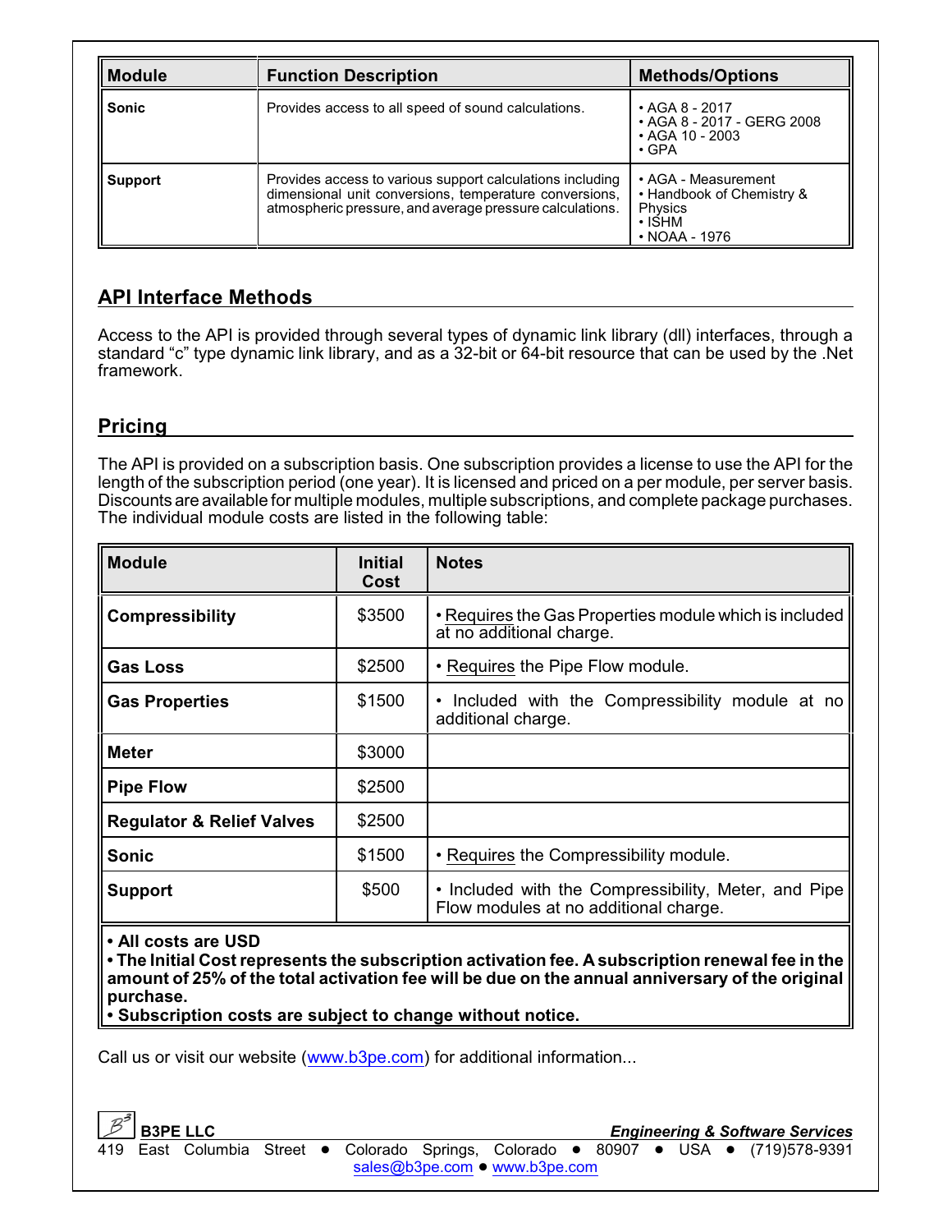| Module | Function Description | Methods/Options |
| --- | --- | --- |
| **Sonic** | Provides access to all speed of sound calculations. | • AGA 8 - 2017<br>• AGA 8 - 2017 - GERG 2008<br>• AGA 10 - 2003<br>• GPA |
| **Support** | Provides access to various support calculations including dimensional unit conversions, temperature conversions, atmospheric pressure, and average pressure calculations. | • AGA - Measurement<br>• Handbook of Chemistry & Physics<br>• ISHM<br>• NOAA - 1976 |

## API Interface Methods

Access to the API is provided through several types of dynamic link library (dll) interfaces, through a standard "c" type dynamic link library, and as a 32-bit or 64-bit resource that can be used by the .Net framework.

## Pricing

The API is provided on a subscription basis. One subscription provides a license to use the API for the length of the subscription period (one year). It is licensed and priced on a per module, per server basis. Discounts are available for multiple modules, multiple subscriptions, and complete package purchases. The individual module costs are listed in the following table:

| Module | Initial Cost | Notes |
| --- | --- | --- |
| **Compressibility** | $3500 | • Requires the Gas Properties module which is included at no additional charge. |
| **Gas Loss** | $2500 | • Requires the Pipe Flow module. |
| **Gas Properties** | $1500 | • Included with the Compressibility module at no additional charge. |
| **Meter** | $3000 | |
| **Pipe Flow** | $2500 | |
| **Regulator & Relief Valves** | $2500 | |
| **Sonic** | $1500 | • Requires the Compressibility module. |
| **Support** | $500 | • Included with the Compressibility, Meter, and Pipe Flow modules at no additional charge. |

**• All costs are USD**
**• The Initial Cost represents the subscription activation fee. A subscription renewal fee in the amount of 25% of the total activation fee will be due on the annual anniversary of the original purchase.**
**• Subscription costs are subject to change without notice.**

Call us or visit our website (www.b3pe.com) for additional information...

**B3PE LLC** ***Engineering & Software Services***
419 East Columbia Street ● Colorado Springs, Colorado ● 80907 ● USA ● (719)578-9391
sales@b3pe.com ● www.b3pe.com